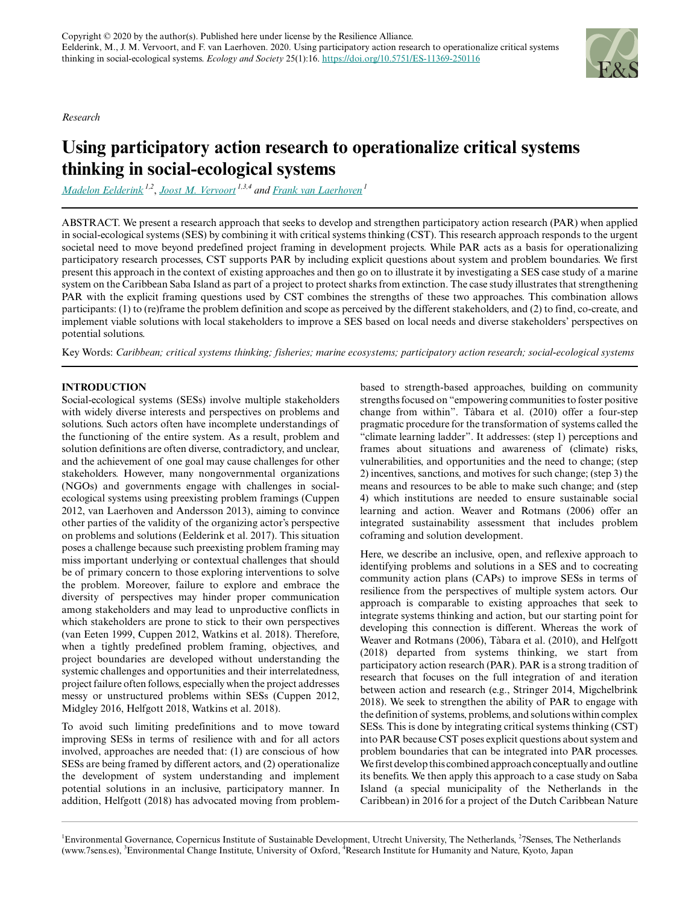Copyright © 2020 by the author(s). Published here under license by the Resilience Alliance.
Eelderink, M., J. M. Vervoort, and F. van Laerhoven. 2020. Using participatory action research to operationalize critical systems thinking in social-ecological systems. *Ecology and Society* 25(1):16. https://doi.org/10.5751/ES-11369-250116

*Research*

# Using participatory action research to operationalize critical systems thinking in social-ecological systems

Madelon Eelderink[1,2], Joost M. Vervoort[1,3,4] and Frank van Laerhoven[1]

ABSTRACT. We present a research approach that seeks to develop and strengthen participatory action research (PAR) when applied in social-ecological systems (SES) by combining it with critical systems thinking (CST). This research approach responds to the urgent societal need to move beyond predefined project framing in development projects. While PAR acts as a basis for operationalizing participatory research processes, CST supports PAR by including explicit questions about system and problem boundaries. We first present this approach in the context of existing approaches and then go on to illustrate it by investigating a SES case study of a marine system on the Caribbean Saba Island as part of a project to protect sharks from extinction. The case study illustrates that strengthening PAR with the explicit framing questions used by CST combines the strengths of these two approaches. This combination allows participants: (1) to (re)frame the problem definition and scope as perceived by the different stakeholders, and (2) to find, co-create, and implement viable solutions with local stakeholders to improve a SES based on local needs and diverse stakeholders' perspectives on potential solutions.

Key Words: *Caribbean; critical systems thinking; fisheries; marine ecosystems; participatory action research; social-ecological systems*

## INTRODUCTION

Social-ecological systems (SESs) involve multiple stakeholders with widely diverse interests and perspectives on problems and solutions. Such actors often have incomplete understandings of the functioning of the entire system. As a result, problem and solution definitions are often diverse, contradictory, and unclear, and the achievement of one goal may cause challenges for other stakeholders. However, many nongovernmental organizations (NGOs) and governments engage with challenges in social-ecological systems using preexisting problem framings (Cuppen 2012, van Laerhoven and Andersson 2013), aiming to convince other parties of the validity of the organizing actor's perspective on problems and solutions (Eelderink et al. 2017). This situation poses a challenge because such preexisting problem framing may miss important underlying or contextual challenges that should be of primary concern to those exploring interventions to solve the problem. Moreover, failure to explore and embrace the diversity of perspectives may hinder proper communication among stakeholders and may lead to unproductive conflicts in which stakeholders are prone to stick to their own perspectives (van Eeten 1999, Cuppen 2012, Watkins et al. 2018). Therefore, when a tightly predefined problem framing, objectives, and project boundaries are developed without understanding the systemic challenges and opportunities and their interrelatedness, project failure often follows, especially when the project addresses messy or unstructured problems within SESs (Cuppen 2012, Midgley 2016, Helfgott 2018, Watkins et al. 2018).

To avoid such limiting predefinitions and to move toward improving SESs in terms of resilience with and for all actors involved, approaches are needed that: (1) are conscious of how SESs are being framed by different actors, and (2) operationalize the development of system understanding and implement potential solutions in an inclusive, participatory manner. In addition, Helfgott (2018) has advocated moving from problem-based to strength-based approaches, building on community strengths focused on "empowering communities to foster positive change from within". Tàbara et al. (2010) offer a four-step pragmatic procedure for the transformation of systems called the "climate learning ladder". It addresses: (step 1) perceptions and frames about situations and awareness of (climate) risks, vulnerabilities, and opportunities and the need to change; (step 2) incentives, sanctions, and motives for such change; (step 3) the means and resources to be able to make such change; and (step 4) which institutions are needed to ensure sustainable social learning and action. Weaver and Rotmans (2006) offer an integrated sustainability assessment that includes problem coframing and solution development.

Here, we describe an inclusive, open, and reflexive approach to identifying problems and solutions in a SES and to cocreating community action plans (CAPs) to improve SESs in terms of resilience from the perspectives of multiple system actors. Our approach is comparable to existing approaches that seek to integrate systems thinking and action, but our starting point for developing this connection is different. Whereas the work of Weaver and Rotmans (2006), Tàbara et al. (2010), and Helfgott (2018) departed from systems thinking, we start from participatory action research (PAR). PAR is a strong tradition of research that focuses on the full integration of and iteration between action and research (e.g., Stringer 2014, Migchelbrink 2018). We seek to strengthen the ability of PAR to engage with the definition of systems, problems, and solutions within complex SESs. This is done by integrating critical systems thinking (CST) into PAR because CST poses explicit questions about system and problem boundaries that can be integrated into PAR processes. We first develop this combined approach conceptually and outline its benefits. We then apply this approach to a case study on Saba Island (a special municipality of the Netherlands in the Caribbean) in 2016 for a project of the Dutch Caribbean Nature

[1]Environmental Governance, Copernicus Institute of Sustainable Development, Utrecht University, The Netherlands, [2]7Senses, The Netherlands (www.7sens.es), [3]Environmental Change Institute, University of Oxford, [4]Research Institute for Humanity and Nature, Kyoto, Japan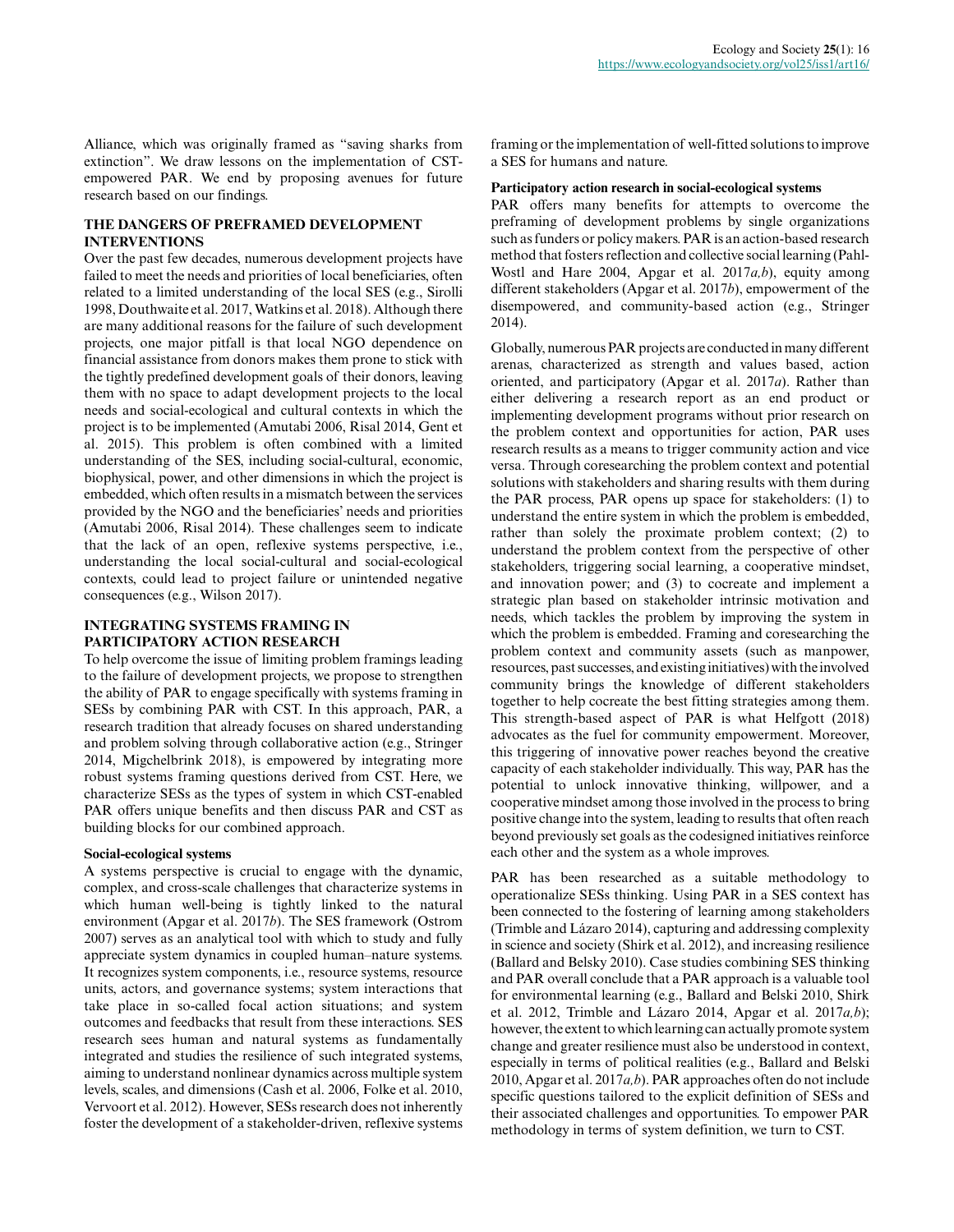Alliance, which was originally framed as "saving sharks from extinction". We draw lessons on the implementation of CST-empowered PAR. We end by proposing avenues for future research based on our findings.

## THE DANGERS OF PREFRAMED DEVELOPMENT INTERVENTIONS

Over the past few decades, numerous development projects have failed to meet the needs and priorities of local beneficiaries, often related to a limited understanding of the local SES (e.g., Sirolli 1998, Douthwaite et al. 2017, Watkins et al. 2018). Although there are many additional reasons for the failure of such development projects, one major pitfall is that local NGO dependence on financial assistance from donors makes them prone to stick with the tightly predefined development goals of their donors, leaving them with no space to adapt development projects to the local needs and social-ecological and cultural contexts in which the project is to be implemented (Amutabi 2006, Risal 2014, Gent et al. 2015). This problem is often combined with a limited understanding of the SES, including social-cultural, economic, biophysical, power, and other dimensions in which the project is embedded, which often results in a mismatch between the services provided by the NGO and the beneficiaries' needs and priorities (Amutabi 2006, Risal 2014). These challenges seem to indicate that the lack of an open, reflexive systems perspective, i.e., understanding the local social-cultural and social-ecological contexts, could lead to project failure or unintended negative consequences (e.g., Wilson 2017).

## INTEGRATING SYSTEMS FRAMING IN PARTICIPATORY ACTION RESEARCH

To help overcome the issue of limiting problem framings leading to the failure of development projects, we propose to strengthen the ability of PAR to engage specifically with systems framing in SESs by combining PAR with CST. In this approach, PAR, a research tradition that already focuses on shared understanding and problem solving through collaborative action (e.g., Stringer 2014, Migchelbrink 2018), is empowered by integrating more robust systems framing questions derived from CST. Here, we characterize SESs as the types of system in which CST-enabled PAR offers unique benefits and then discuss PAR and CST as building blocks for our combined approach.

### Social-ecological systems

A systems perspective is crucial to engage with the dynamic, complex, and cross-scale challenges that characterize systems in which human well-being is tightly linked to the natural environment (Apgar et al. 2017*b*). The SES framework (Ostrom 2007) serves as an analytical tool with which to study and fully appreciate system dynamics in coupled human–nature systems. It recognizes system components, i.e., resource systems, resource units, actors, and governance systems; system interactions that take place in so-called focal action situations; and system outcomes and feedbacks that result from these interactions. SES research sees human and natural systems as fundamentally integrated and studies the resilience of such integrated systems, aiming to understand nonlinear dynamics across multiple system levels, scales, and dimensions (Cash et al. 2006, Folke et al. 2010, Vervoort et al. 2012). However, SESs research does not inherently foster the development of a stakeholder-driven, reflexive systems framing or the implementation of well-fitted solutions to improve a SES for humans and nature.

### Participatory action research in social-ecological systems

PAR offers many benefits for attempts to overcome the preframing of development problems by single organizations such as funders or policy makers. PAR is an action-based research method that fosters reflection and collective social learning (Pahl-Wostl and Hare 2004, Apgar et al. 2017*a,b*), equity among different stakeholders (Apgar et al. 2017*b*), empowerment of the disempowered, and community-based action (e.g., Stringer 2014).

Globally, numerous PAR projects are conducted in many different arenas, characterized as strength and values based, action oriented, and participatory (Apgar et al. 2017*a*). Rather than either delivering a research report as an end product or implementing development programs without prior research on the problem context and opportunities for action, PAR uses research results as a means to trigger community action and vice versa. Through coresearching the problem context and potential solutions with stakeholders and sharing results with them during the PAR process, PAR opens up space for stakeholders: (1) to understand the entire system in which the problem is embedded, rather than solely the proximate problem context; (2) to understand the problem context from the perspective of other stakeholders, triggering social learning, a cooperative mindset, and innovation power; and (3) to cocreate and implement a strategic plan based on stakeholder intrinsic motivation and needs, which tackles the problem by improving the system in which the problem is embedded. Framing and coresearching the problem context and community assets (such as manpower, resources, past successes, and existing initiatives) with the involved community brings the knowledge of different stakeholders together to help cocreate the best fitting strategies among them. This strength-based aspect of PAR is what Helfgott (2018) advocates as the fuel for community empowerment. Moreover, this triggering of innovative power reaches beyond the creative capacity of each stakeholder individually. This way, PAR has the potential to unlock innovative thinking, willpower, and a cooperative mindset among those involved in the process to bring positive change into the system, leading to results that often reach beyond previously set goals as the codesigned initiatives reinforce each other and the system as a whole improves.

PAR has been researched as a suitable methodology to operationalize SESs thinking. Using PAR in a SES context has been connected to the fostering of learning among stakeholders (Trimble and Lázaro 2014), capturing and addressing complexity in science and society (Shirk et al. 2012), and increasing resilience (Ballard and Belsky 2010). Case studies combining SES thinking and PAR overall conclude that a PAR approach is a valuable tool for environmental learning (e.g., Ballard and Belski 2010, Shirk et al. 2012, Trimble and Lázaro 2014, Apgar et al. 2017*a,b*); however, the extent to which learning can actually promote system change and greater resilience must also be understood in context, especially in terms of political realities (e.g., Ballard and Belski 2010, Apgar et al. 2017*a,b*). PAR approaches often do not include specific questions tailored to the explicit definition of SESs and their associated challenges and opportunities. To empower PAR methodology in terms of system definition, we turn to CST.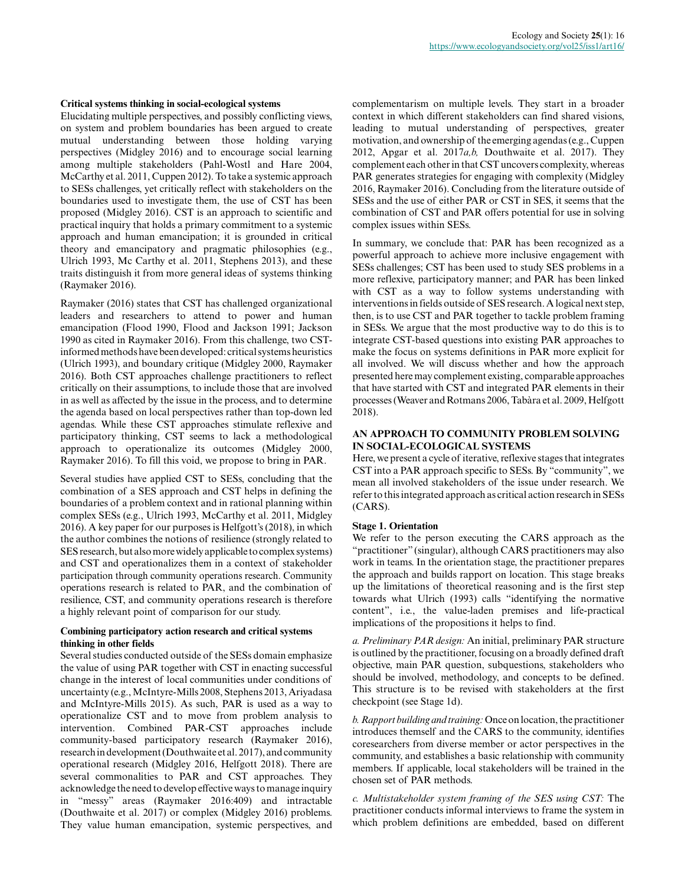### Critical systems thinking in social-ecological systems

Elucidating multiple perspectives, and possibly conflicting views, on system and problem boundaries has been argued to create mutual understanding between those holding varying perspectives (Midgley 2016) and to encourage social learning among multiple stakeholders (Pahl-Wostl and Hare 2004, McCarthy et al. 2011, Cuppen 2012). To take a systemic approach to SESs challenges, yet critically reflect with stakeholders on the boundaries used to investigate them, the use of CST has been proposed (Midgley 2016). CST is an approach to scientific and practical inquiry that holds a primary commitment to a systemic approach and human emancipation; it is grounded in critical theory and emancipatory and pragmatic philosophies (e.g., Ulrich 1993, Mc Carthy et al. 2011, Stephens 2013), and these traits distinguish it from more general ideas of systems thinking (Raymaker 2016).

Raymaker (2016) states that CST has challenged organizational leaders and researchers to attend to power and human emancipation (Flood 1990, Flood and Jackson 1991; Jackson 1990 as cited in Raymaker 2016). From this challenge, two CST-informed methods have been developed: critical systems heuristics (Ulrich 1993), and boundary critique (Midgley 2000, Raymaker 2016). Both CST approaches challenge practitioners to reflect critically on their assumptions, to include those that are involved in as well as affected by the issue in the process, and to determine the agenda based on local perspectives rather than top-down led agendas. While these CST approaches stimulate reflexive and participatory thinking, CST seems to lack a methodological approach to operationalize its outcomes (Midgley 2000, Raymaker 2016). To fill this void, we propose to bring in PAR.

Several studies have applied CST to SESs, concluding that the combination of a SES approach and CST helps in defining the boundaries of a problem context and in rational planning within complex SESs (e.g., Ulrich 1993, McCarthy et al. 2011, Midgley 2016). A key paper for our purposes is Helfgott's (2018), in which the author combines the notions of resilience (strongly related to SES research, but also more widely applicable to complex systems) and CST and operationalizes them in a context of stakeholder participation through community operations research. Community operations research is related to PAR, and the combination of resilience, CST, and community operations research is therefore a highly relevant point of comparison for our study.

### Combining participatory action research and critical systems thinking in other fields

Several studies conducted outside of the SESs domain emphasize the value of using PAR together with CST in enacting successful change in the interest of local communities under conditions of uncertainty (e.g., McIntyre-Mills 2008, Stephens 2013, Ariyadasa and McIntyre-Mills 2015). As such, PAR is used as a way to operationalize CST and to move from problem analysis to intervention. Combined PAR-CST approaches include community-based participatory research (Raymaker 2016), research in development (Douthwaite et al. 2017), and community operational research (Midgley 2016, Helfgott 2018). There are several commonalities to PAR and CST approaches. They acknowledge the need to develop effective ways to manage inquiry in "messy" areas (Raymaker 2016:409) and intractable (Douthwaite et al. 2017) or complex (Midgley 2016) problems. They value human emancipation, systemic perspectives, and complementarism on multiple levels. They start in a broader context in which different stakeholders can find shared visions, leading to mutual understanding of perspectives, greater motivation, and ownership of the emerging agendas (e.g., Cuppen 2012, Apgar et al. 2017*a,b,* Douthwaite et al. 2017). They complement each other in that CST uncovers complexity, whereas PAR generates strategies for engaging with complexity (Midgley 2016, Raymaker 2016). Concluding from the literature outside of SESs and the use of either PAR or CST in SES, it seems that the combination of CST and PAR offers potential for use in solving complex issues within SESs.

In summary, we conclude that: PAR has been recognized as a powerful approach to achieve more inclusive engagement with SESs challenges; CST has been used to study SES problems in a more reflexive, participatory manner; and PAR has been linked with CST as a way to follow systems understanding with interventions in fields outside of SES research. A logical next step, then, is to use CST and PAR together to tackle problem framing in SESs. We argue that the most productive way to do this is to integrate CST-based questions into existing PAR approaches to make the focus on systems definitions in PAR more explicit for all involved. We will discuss whether and how the approach presented here may complement existing, comparable approaches that have started with CST and integrated PAR elements in their processes (Weaver and Rotmans 2006, Tabàra et al. 2009, Helfgott 2018).

## AN APPROACH TO COMMUNITY PROBLEM SOLVING IN SOCIAL-ECOLOGICAL SYSTEMS

Here, we present a cycle of iterative, reflexive stages that integrates CST into a PAR approach specific to SESs. By "community", we mean all involved stakeholders of the issue under research. We refer to this integrated approach as critical action research in SESs (CARS).

### Stage 1. Orientation

We refer to the person executing the CARS approach as the "practitioner" (singular), although CARS practitioners may also work in teams. In the orientation stage, the practitioner prepares the approach and builds rapport on location. This stage breaks up the limitations of theoretical reasoning and is the first step towards what Ulrich (1993) calls "identifying the normative content", i.e., the value-laden premises and life-practical implications of the propositions it helps to find.

*a. Preliminary PAR design:* An initial, preliminary PAR structure is outlined by the practitioner, focusing on a broadly defined draft objective, main PAR question, subquestions, stakeholders who should be involved, methodology, and concepts to be defined. This structure is to be revised with stakeholders at the first checkpoint (see Stage 1d).

*b. Rapport building and training:* Once on location, the practitioner introduces themself and the CARS to the community, identifies coresearchers from diverse member or actor perspectives in the community, and establishes a basic relationship with community members. If applicable, local stakeholders will be trained in the chosen set of PAR methods.

*c. Multistakeholder system framing of the SES using CST:* The practitioner conducts informal interviews to frame the system in which problem definitions are embedded, based on different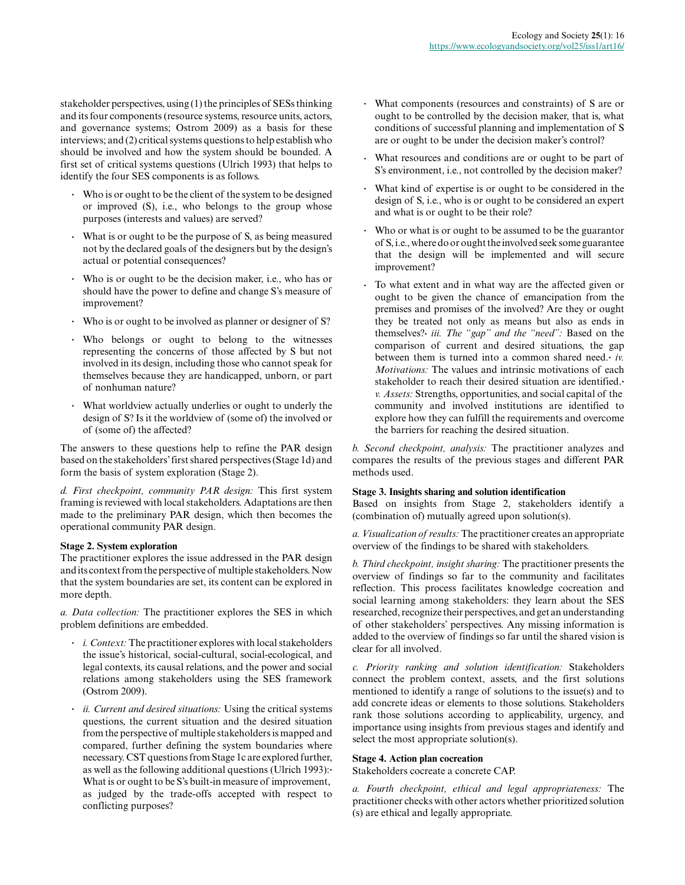stakeholder perspectives, using (1) the principles of SESs thinking and its four components (resource systems, resource units, actors, and governance systems; Ostrom 2009) as a basis for these interviews; and (2) critical systems questions to help establish who should be involved and how the system should be bounded. A first set of critical systems questions (Ulrich 1993) that helps to identify the four SES components is as follows.

- Who is or ought to be the client of the system to be designed or improved (S), i.e., who belongs to the group whose purposes (interests and values) are served?
- What is or ought to be the purpose of S, as being measured not by the declared goals of the designers but by the design's actual or potential consequences?
- Who is or ought to be the decision maker, i.e., who has or should have the power to define and change S's measure of improvement?
- Who is or ought to be involved as planner or designer of S?
- Who belongs or ought to belong to the witnesses representing the concerns of those affected by S but not involved in its design, including those who cannot speak for themselves because they are handicapped, unborn, or part of nonhuman nature?
- What worldview actually underlies or ought to underly the design of S? Is it the worldview of (some of) the involved or of (some of) the affected?

The answers to these questions help to refine the PAR design based on the stakeholders' first shared perspectives (Stage 1d) and form the basis of system exploration (Stage 2).

*d. First checkpoint, community PAR design:* This first system framing is reviewed with local stakeholders. Adaptations are then made to the preliminary PAR design, which then becomes the operational community PAR design.

**Stage 2. System exploration**

The practitioner explores the issue addressed in the PAR design and its context from the perspective of multiple stakeholders. Now that the system boundaries are set, its content can be explored in more depth.

*a. Data collection:* The practitioner explores the SES in which problem definitions are embedded.

- *i. Context:* The practitioner explores with local stakeholders the issue's historical, social-cultural, social-ecological, and legal contexts, its causal relations, and the power and social relations among stakeholders using the SES framework (Ostrom 2009).
- *ii. Current and desired situations:* Using the critical systems questions, the current situation and the desired situation from the perspective of multiple stakeholders is mapped and compared, further defining the system boundaries where necessary. CST questions from Stage 1c are explored further, as well as the following additional questions (Ulrich 1993):
  - What is or ought to be S's built-in measure of improvement, as judged by the trade-offs accepted with respect to conflicting purposes?
  - What components (resources and constraints) of S are or ought to be controlled by the decision maker, that is, what conditions of successful planning and implementation of S are or ought to be under the decision maker's control?
  - What resources and conditions are or ought to be part of S's environment, i.e., not controlled by the decision maker?
  - What kind of expertise is or ought to be considered in the design of S, i.e., who is or ought to be considered an expert and what is or ought to be their role?
  - Who or what is or ought to be assumed to be the guarantor of S, i.e., where do or ought the involved seek some guarantee that the design will be implemented and will secure improvement?
  - To what extent and in what way are the affected given or ought to be given the chance of emancipation from the premises and promises of the involved? Are they or ought they be treated not only as means but also as ends in themselves?
- *iii. The "gap" and the "need":* Based on the comparison of current and desired situations, the gap between them is turned into a common shared need.
- *iv. Motivations:* The values and intrinsic motivations of each stakeholder to reach their desired situation are identified.
- *v. Assets:* Strengths, opportunities, and social capital of the community and involved institutions are identified to explore how they can fulfill the requirements and overcome the barriers for reaching the desired situation.

*b. Second checkpoint, analysis:* The practitioner analyzes and compares the results of the previous stages and different PAR methods used.

**Stage 3. Insights sharing and solution identification**

Based on insights from Stage 2, stakeholders identify a (combination of) mutually agreed upon solution(s).

*a. Visualization of results:* The practitioner creates an appropriate overview of the findings to be shared with stakeholders.

*b. Third checkpoint, insight sharing:* The practitioner presents the overview of findings so far to the community and facilitates reflection. This process facilitates knowledge cocreation and social learning among stakeholders: they learn about the SES researched, recognize their perspectives, and get an understanding of other stakeholders' perspectives. Any missing information is added to the overview of findings so far until the shared vision is clear for all involved.

*c. Priority ranking and solution identification:* Stakeholders connect the problem context, assets, and the first solutions mentioned to identify a range of solutions to the issue(s) and to add concrete ideas or elements to those solutions. Stakeholders rank those solutions according to applicability, urgency, and importance using insights from previous stages and identify and select the most appropriate solution(s).

**Stage 4. Action plan cocreation**

Stakeholders cocreate a concrete CAP.

*a. Fourth checkpoint, ethical and legal appropriateness:* The practitioner checks with other actors whether prioritized solution (s) are ethical and legally appropriate.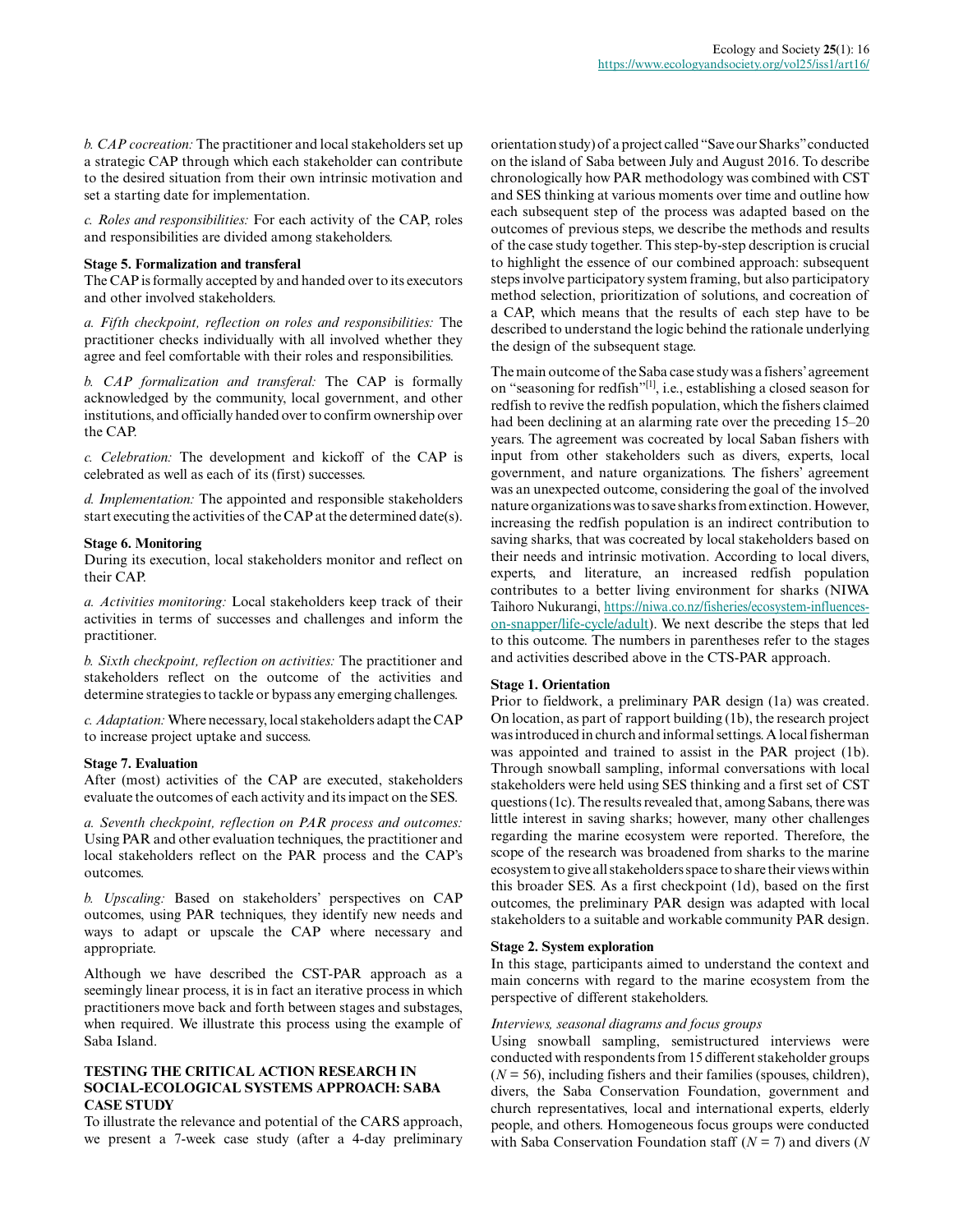*b. CAP cocreation:* The practitioner and local stakeholders set up a strategic CAP through which each stakeholder can contribute to the desired situation from their own intrinsic motivation and set a starting date for implementation.

*c. Roles and responsibilities:* For each activity of the CAP, roles and responsibilities are divided among stakeholders.

**Stage 5. Formalization and transferal**

The CAP is formally accepted by and handed over to its executors and other involved stakeholders.

*a. Fifth checkpoint, reflection on roles and responsibilities:* The practitioner checks individually with all involved whether they agree and feel comfortable with their roles and responsibilities.

*b. CAP formalization and transferal:* The CAP is formally acknowledged by the community, local government, and other institutions, and officially handed over to confirm ownership over the CAP.

*c. Celebration:* The development and kickoff of the CAP is celebrated as well as each of its (first) successes.

*d. Implementation:* The appointed and responsible stakeholders start executing the activities of the CAP at the determined date(s).

**Stage 6. Monitoring**

During its execution, local stakeholders monitor and reflect on their CAP.

*a. Activities monitoring:* Local stakeholders keep track of their activities in terms of successes and challenges and inform the practitioner.

*b. Sixth checkpoint, reflection on activities:* The practitioner and stakeholders reflect on the outcome of the activities and determine strategies to tackle or bypass any emerging challenges.

*c. Adaptation:* Where necessary, local stakeholders adapt the CAP to increase project uptake and success.

**Stage 7. Evaluation**

After (most) activities of the CAP are executed, stakeholders evaluate the outcomes of each activity and its impact on the SES.

*a. Seventh checkpoint, reflection on PAR process and outcomes:* Using PAR and other evaluation techniques, the practitioner and local stakeholders reflect on the PAR process and the CAP's outcomes.

*b. Upscaling:* Based on stakeholders' perspectives on CAP outcomes, using PAR techniques, they identify new needs and ways to adapt or upscale the CAP where necessary and appropriate.

Although we have described the CST-PAR approach as a seemingly linear process, it is in fact an iterative process in which practitioners move back and forth between stages and substages, when required. We illustrate this process using the example of Saba Island.

## TESTING THE CRITICAL ACTION RESEARCH IN SOCIAL-ECOLOGICAL SYSTEMS APPROACH: SABA CASE STUDY

To illustrate the relevance and potential of the CARS approach, we present a 7-week case study (after a 4-day preliminary orientation study) of a project called "Save our Sharks" conducted on the island of Saba between July and August 2016. To describe chronologically how PAR methodology was combined with CST and SES thinking at various moments over time and outline how each subsequent step of the process was adapted based on the outcomes of previous steps, we describe the methods and results of the case study together. This step-by-step description is crucial to highlight the essence of our combined approach: subsequent steps involve participatory system framing, but also participatory method selection, prioritization of solutions, and cocreation of a CAP, which means that the results of each step have to be described to understand the logic behind the rationale underlying the design of the subsequent stage.

The main outcome of the Saba case study was a fishers' agreement on "seasoning for redfish"[1], i.e., establishing a closed season for redfish to revive the redfish population, which the fishers claimed had been declining at an alarming rate over the preceding 15–20 years. The agreement was cocreated by local Saban fishers with input from other stakeholders such as divers, experts, local government, and nature organizations. The fishers' agreement was an unexpected outcome, considering the goal of the involved nature organizations was to save sharks from extinction. However, increasing the redfish population is an indirect contribution to saving sharks, that was cocreated by local stakeholders based on their needs and intrinsic motivation. According to local divers, experts, and literature, an increased redfish population contributes to a better living environment for sharks (NIWA Taihoro Nukurangi, https://niwa.co.nz/fisheries/ecosystem-influences-on-snapper/life-cycle/adult). We next describe the steps that led to this outcome. The numbers in parentheses refer to the stages and activities described above in the CTS-PAR approach.

**Stage 1. Orientation**

Prior to fieldwork, a preliminary PAR design (1a) was created. On location, as part of rapport building (1b), the research project was introduced in church and informal settings. A local fisherman was appointed and trained to assist in the PAR project (1b). Through snowball sampling, informal conversations with local stakeholders were held using SES thinking and a first set of CST questions (1c). The results revealed that, among Sabans, there was little interest in saving sharks; however, many other challenges regarding the marine ecosystem were reported. Therefore, the scope of the research was broadened from sharks to the marine ecosystem to give all stakeholders space to share their views within this broader SES. As a first checkpoint (1d), based on the first outcomes, the preliminary PAR design was adapted with local stakeholders to a suitable and workable community PAR design.

**Stage 2. System exploration**

In this stage, participants aimed to understand the context and main concerns with regard to the marine ecosystem from the perspective of different stakeholders.

*Interviews, seasonal diagrams and focus groups*

Using snowball sampling, semistructured interviews were conducted with respondents from 15 different stakeholder groups ($N = 56$), including fishers and their families (spouses, children), divers, the Saba Conservation Foundation, government and church representatives, local and international experts, elderly people, and others. Homogeneous focus groups were conducted with Saba Conservation Foundation staff ($N = 7$) and divers ($N$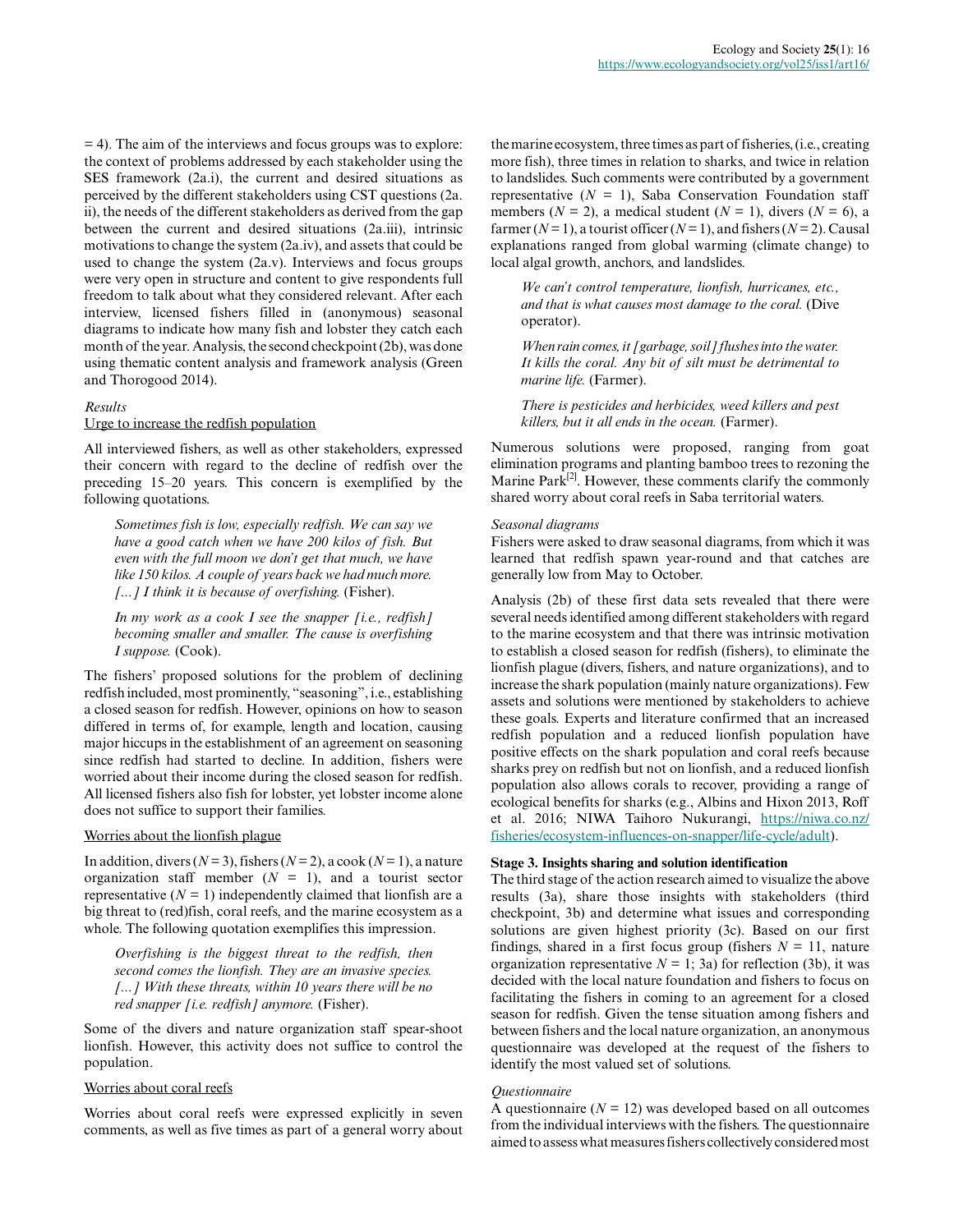= 4). The aim of the interviews and focus groups was to explore: the context of problems addressed by each stakeholder using the SES framework (2a.i), the current and desired situations as perceived by the different stakeholders using CST questions (2a.ii), the needs of the different stakeholders as derived from the gap between the current and desired situations (2a.iii), intrinsic motivations to change the system (2a.iv), and assets that could be used to change the system (2a.v). Interviews and focus groups were very open in structure and content to give respondents full freedom to talk about what they considered relevant. After each interview, licensed fishers filled in (anonymous) seasonal diagrams to indicate how many fish and lobster they catch each month of the year. Analysis, the second checkpoint (2b), was done using thematic content analysis and framework analysis (Green and Thorogood 2014).

*Results*

Urge to increase the redfish population

All interviewed fishers, as well as other stakeholders, expressed their concern with regard to the decline of redfish over the preceding 15–20 years. This concern is exemplified by the following quotations.

> *Sometimes fish is low, especially redfish. We can say we have a good catch when we have 200 kilos of fish. But even with the full moon we don't get that much, we have like 150 kilos. A couple of years back we had much more. [...] I think it is because of overfishing.* (Fisher).

> *In my work as a cook I see the snapper [i.e., redfish] becoming smaller and smaller. The cause is overfishing I suppose.* (Cook).

The fishers' proposed solutions for the problem of declining redfish included, most prominently, "seasoning", i.e., establishing a closed season for redfish. However, opinions on how to season differed in terms of, for example, length and location, causing major hiccups in the establishment of an agreement on seasoning since redfish had started to decline. In addition, fishers were worried about their income during the closed season for redfish. All licensed fishers also fish for lobster, yet lobster income alone does not suffice to support their families.

Worries about the lionfish plague

In addition, divers ($N = 3$), fishers ($N = 2$), a cook ($N = 1$), a nature organization staff member ($N = 1$), and a tourist sector representative ($N = 1$) independently claimed that lionfish are a big threat to (red)fish, coral reefs, and the marine ecosystem as a whole. The following quotation exemplifies this impression.

> *Overfishing is the biggest threat to the redfish, then second comes the lionfish. They are an invasive species. [...] With these threats, within 10 years there will be no red snapper [i.e. redfish] anymore.* (Fisher).

Some of the divers and nature organization staff spear-shoot lionfish. However, this activity does not suffice to control the population.

Worries about coral reefs

Worries about coral reefs were expressed explicitly in seven comments, as well as five times as part of a general worry about the marine ecosystem, three times as part of fisheries, (i.e., creating more fish), three times in relation to sharks, and twice in relation to landslides. Such comments were contributed by a government representative ($N = 1$), Saba Conservation Foundation staff members ($N = 2$), a medical student ($N = 1$), divers ($N = 6$), a farmer ($N = 1$), a tourist officer ($N = 1$), and fishers ($N = 2$). Causal explanations ranged from global warming (climate change) to local algal growth, anchors, and landslides.

> *We can't control temperature, lionfish, hurricanes, etc., and that is what causes most damage to the coral.* (Dive operator).

> *When rain comes, it [garbage, soil] flushes into the water. It kills the coral. Any bit of silt must be detrimental to marine life.* (Farmer).

> *There is pesticides and herbicides, weed killers and pest killers, but it all ends in the ocean.* (Farmer).

Numerous solutions were proposed, ranging from goat elimination programs and planting bamboo trees to rezoning the Marine Park[2]. However, these comments clarify the commonly shared worry about coral reefs in Saba territorial waters.

*Seasonal diagrams*

Fishers were asked to draw seasonal diagrams, from which it was learned that redfish spawn year-round and that catches are generally low from May to October.

Analysis (2b) of these first data sets revealed that there were several needs identified among different stakeholders with regard to the marine ecosystem and that there was intrinsic motivation to establish a closed season for redfish (fishers), to eliminate the lionfish plague (divers, fishers, and nature organizations), and to increase the shark population (mainly nature organizations). Few assets and solutions were mentioned by stakeholders to achieve these goals. Experts and literature confirmed that an increased redfish population and a reduced lionfish population have positive effects on the shark population and coral reefs because sharks prey on redfish but not on lionfish, and a reduced lionfish population also allows corals to recover, providing a range of ecological benefits for sharks (e.g., Albins and Hixon 2013, Roff et al. 2016; NIWA Taihoro Nukurangi, https://niwa.co.nz/fisheries/ecosystem-influences-on-snapper/life-cycle/adult).

**Stage 3. Insights sharing and solution identification**

The third stage of the action research aimed to visualize the above results (3a), share those insights with stakeholders (third checkpoint, 3b) and determine what issues and corresponding solutions are given highest priority (3c). Based on our first findings, shared in a first focus group (fishers $N = 11$, nature organization representative $N = 1$; 3a) for reflection (3b), it was decided with the local nature foundation and fishers to focus on facilitating the fishers in coming to an agreement for a closed season for redfish. Given the tense situation among fishers and between fishers and the local nature organization, an anonymous questionnaire was developed at the request of the fishers to identify the most valued set of solutions.

*Questionnaire*

A questionnaire ($N = 12$) was developed based on all outcomes from the individual interviews with the fishers. The questionnaire aimed to assess what measures fishers collectively considered most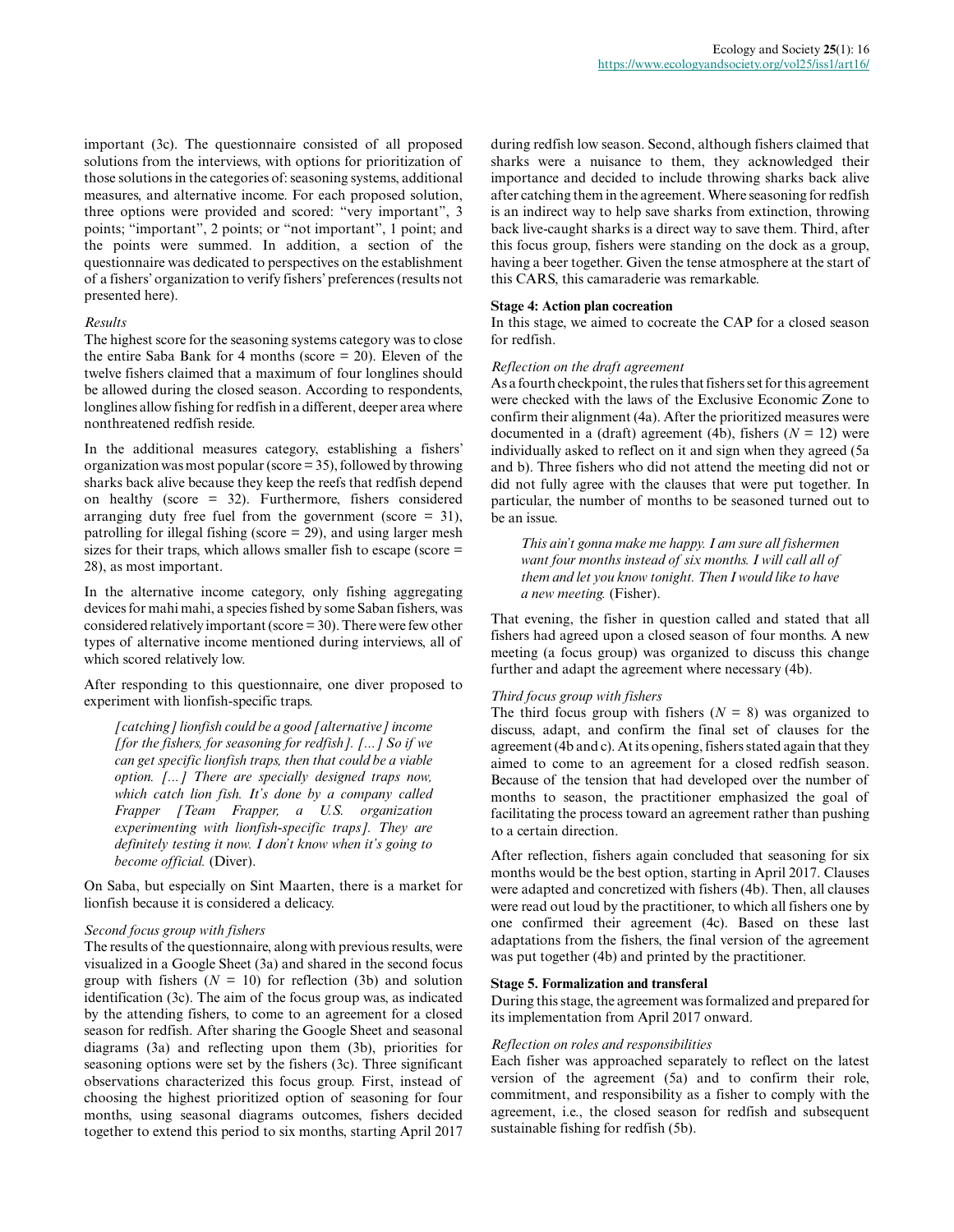important (3c). The questionnaire consisted of all proposed solutions from the interviews, with options for prioritization of those solutions in the categories of: seasoning systems, additional measures, and alternative income. For each proposed solution, three options were provided and scored: "very important", 3 points; "important", 2 points; or "not important", 1 point; and the points were summed. In addition, a section of the questionnaire was dedicated to perspectives on the establishment of a fishers' organization to verify fishers' preferences (results not presented here).

*Results*

The highest score for the seasoning systems category was to close the entire Saba Bank for 4 months (score = 20). Eleven of the twelve fishers claimed that a maximum of four longlines should be allowed during the closed season. According to respondents, longlines allow fishing for redfish in a different, deeper area where nonthreatened redfish reside.

In the additional measures category, establishing a fishers' organization was most popular (score = 35), followed by throwing sharks back alive because they keep the reefs that redfish depend on healthy (score = 32). Furthermore, fishers considered arranging duty free fuel from the government (score = 31), patrolling for illegal fishing (score = 29), and using larger mesh sizes for their traps, which allows smaller fish to escape (score = 28), as most important.

In the alternative income category, only fishing aggregating devices for mahi mahi, a species fished by some Saban fishers, was considered relatively important (score = 30). There were few other types of alternative income mentioned during interviews, all of which scored relatively low.

After responding to this questionnaire, one diver proposed to experiment with lionfish-specific traps.

> *[catching] lionfish could be a good [alternative] income [for the fishers, for seasoning for redfish]. [...] So if we can get specific lionfish traps, then that could be a viable option. [...] There are specially designed traps now, which catch lion fish. It's done by a company called Frapper [Team Frapper, a U.S. organization experimenting with lionfish-specific traps]. They are definitely testing it now. I don't know when it's going to become official.* (Diver).

On Saba, but especially on Sint Maarten, there is a market for lionfish because it is considered a delicacy.

*Second focus group with fishers*

The results of the questionnaire, along with previous results, were visualized in a Google Sheet (3a) and shared in the second focus group with fishers ($N$ = 10) for reflection (3b) and solution identification (3c). The aim of the focus group was, as indicated by the attending fishers, to come to an agreement for a closed season for redfish. After sharing the Google Sheet and seasonal diagrams (3a) and reflecting upon them (3b), priorities for seasoning options were set by the fishers (3c). Three significant observations characterized this focus group. First, instead of choosing the highest prioritized option of seasoning for four months, using seasonal diagrams outcomes, fishers decided together to extend this period to six months, starting April 2017 during redfish low season. Second, although fishers claimed that sharks were a nuisance to them, they acknowledged their importance and decided to include throwing sharks back alive after catching them in the agreement. Where seasoning for redfish is an indirect way to help save sharks from extinction, throwing back live-caught sharks is a direct way to save them. Third, after this focus group, fishers were standing on the dock as a group, having a beer together. Given the tense atmosphere at the start of this CARS, this camaraderie was remarkable.

**Stage 4: Action plan cocreation**

In this stage, we aimed to cocreate the CAP for a closed season for redfish.

*Reflection on the draft agreement*

As a fourth checkpoint, the rules that fishers set for this agreement were checked with the laws of the Exclusive Economic Zone to confirm their alignment (4a). After the prioritized measures were documented in a (draft) agreement (4b), fishers ($N$ = 12) were individually asked to reflect on it and sign when they agreed (5a and b). Three fishers who did not attend the meeting did not or did not fully agree with the clauses that were put together. In particular, the number of months to be seasoned turned out to be an issue.

> *This ain't gonna make me happy. I am sure all fishermen want four months instead of six months. I will call all of them and let you know tonight. Then I would like to have a new meeting.* (Fisher).

That evening, the fisher in question called and stated that all fishers had agreed upon a closed season of four months. A new meeting (a focus group) was organized to discuss this change further and adapt the agreement where necessary (4b).

*Third focus group with fishers*

The third focus group with fishers ($N$ = 8) was organized to discuss, adapt, and confirm the final set of clauses for the agreement (4b and c). At its opening, fishers stated again that they aimed to come to an agreement for a closed redfish season. Because of the tension that had developed over the number of months to season, the practitioner emphasized the goal of facilitating the process toward an agreement rather than pushing to a certain direction.

After reflection, fishers again concluded that seasoning for six months would be the best option, starting in April 2017. Clauses were adapted and concretized with fishers (4b). Then, all clauses were read out loud by the practitioner, to which all fishers one by one confirmed their agreement (4c). Based on these last adaptations from the fishers, the final version of the agreement was put together (4b) and printed by the practitioner.

**Stage 5. Formalization and transferal**

During this stage, the agreement was formalized and prepared for its implementation from April 2017 onward.

*Reflection on roles and responsibilities*

Each fisher was approached separately to reflect on the latest version of the agreement (5a) and to confirm their role, commitment, and responsibility as a fisher to comply with the agreement, i.e., the closed season for redfish and subsequent sustainable fishing for redfish (5b).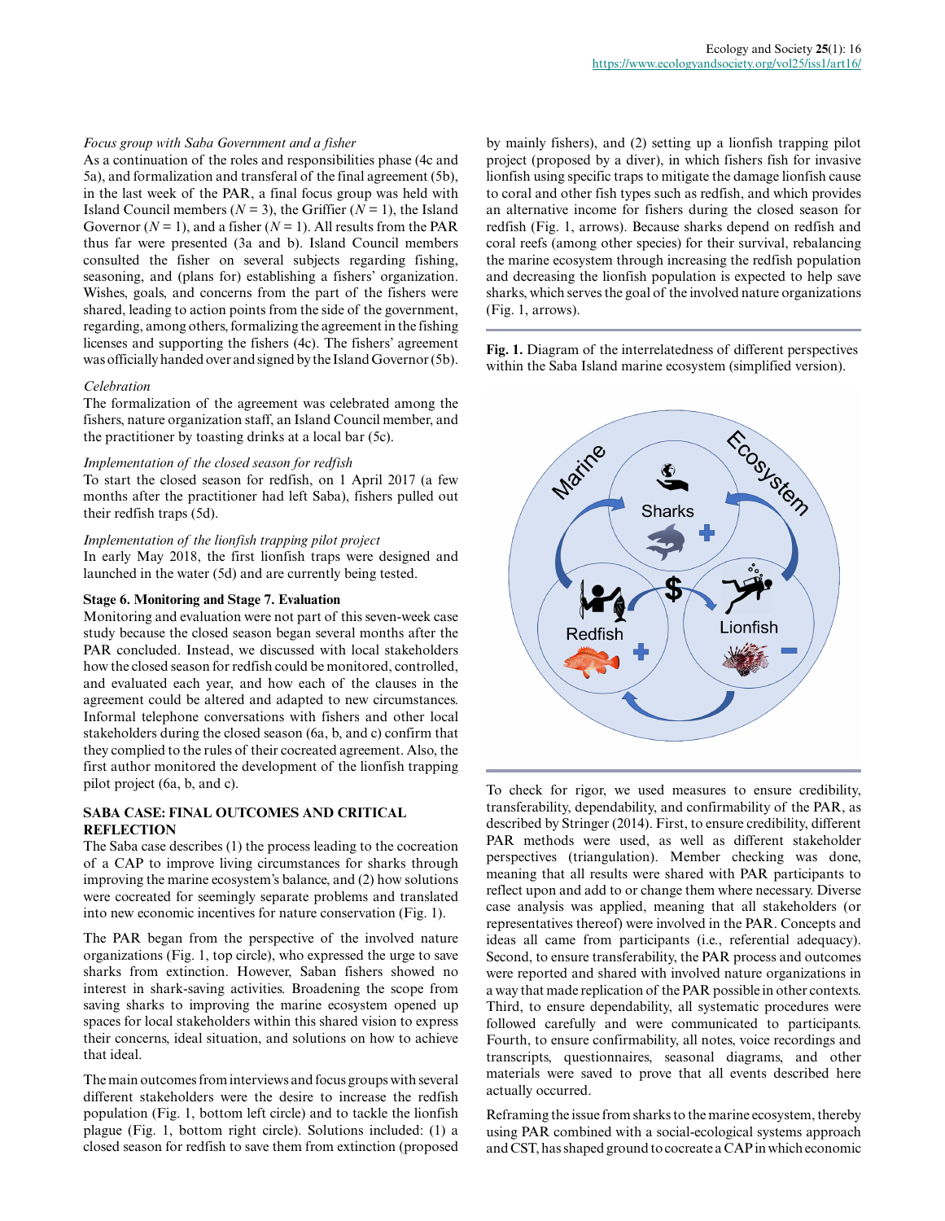*Focus group with Saba Government and a fisher*

As a continuation of the roles and responsibilities phase (4c and 5a), and formalization and transferal of the final agreement (5b), in the last week of the PAR, a final focus group was held with Island Council members ($N = 3$), the Griffier ($N = 1$), the Island Governor ($N = 1$), and a fisher ($N = 1$). All results from the PAR thus far were presented (3a and b). Island Council members consulted the fisher on several subjects regarding fishing, seasoning, and (plans for) establishing a fishers' organization. Wishes, goals, and concerns from the part of the fishers were shared, leading to action points from the side of the government, regarding, among others, formalizing the agreement in the fishing licenses and supporting the fishers (4c). The fishers' agreement was officially handed over and signed by the Island Governor (5b).

*Celebration*

The formalization of the agreement was celebrated among the fishers, nature organization staff, an Island Council member, and the practitioner by toasting drinks at a local bar (5c).

*Implementation of the closed season for redfish*

To start the closed season for redfish, on 1 April 2017 (a few months after the practitioner had left Saba), fishers pulled out their redfish traps (5d).

*Implementation of the lionfish trapping pilot project*

In early May 2018, the first lionfish traps were designed and launched in the water (5d) and are currently being tested.

**Stage 6. Monitoring and Stage 7. Evaluation**

Monitoring and evaluation were not part of this seven-week case study because the closed season began several months after the PAR concluded. Instead, we discussed with local stakeholders how the closed season for redfish could be monitored, controlled, and evaluated each year, and how each of the clauses in the agreement could be altered and adapted to new circumstances. Informal telephone conversations with fishers and other local stakeholders during the closed season (6a, b, and c) confirm that they complied to the rules of their cocreated agreement. Also, the first author monitored the development of the lionfish trapping pilot project (6a, b, and c).

## SABA CASE: FINAL OUTCOMES AND CRITICAL REFLECTION

The Saba case describes (1) the process leading to the cocreation of a CAP to improve living circumstances for sharks through improving the marine ecosystem's balance, and (2) how solutions were cocreated for seemingly separate problems and translated into new economic incentives for nature conservation (Fig. 1).

The PAR began from the perspective of the involved nature organizations (Fig. 1, top circle), who expressed the urge to save sharks from extinction. However, Saban fishers showed no interest in shark-saving activities. Broadening the scope from saving sharks to improving the marine ecosystem opened up spaces for local stakeholders within this shared vision to express their concerns, ideal situation, and solutions on how to achieve that ideal.

The main outcomes from interviews and focus groups with several different stakeholders were the desire to increase the redfish population (Fig. 1, bottom left circle) and to tackle the lionfish plague (Fig. 1, bottom right circle). Solutions included: (1) a closed season for redfish to save them from extinction (proposed by mainly fishers), and (2) setting up a lionfish trapping pilot project (proposed by a diver), in which fishers fish for invasive lionfish using specific traps to mitigate the damage lionfish cause to coral and other fish types such as redfish, and which provides an alternative income for fishers during the closed season for redfish (Fig. 1, arrows). Because sharks depend on redfish and coral reefs (among other species) for their survival, rebalancing the marine ecosystem through increasing the redfish population and decreasing the lionfish population is expected to help save sharks, which serves the goal of the involved nature organizations (Fig. 1, arrows).

**Fig. 1.** Diagram of the interrelatedness of different perspectives within the Saba Island marine ecosystem (simplified version).

To check for rigor, we used measures to ensure credibility, transferability, dependability, and confirmability of the PAR, as described by Stringer (2014). First, to ensure credibility, different PAR methods were used, as well as different stakeholder perspectives (triangulation). Member checking was done, meaning that all results were shared with PAR participants to reflect upon and add to or change them where necessary. Diverse case analysis was applied, meaning that all stakeholders (or representatives thereof) were involved in the PAR. Concepts and ideas all came from participants (i.e., referential adequacy). Second, to ensure transferability, the PAR process and outcomes were reported and shared with involved nature organizations in a way that made replication of the PAR possible in other contexts. Third, to ensure dependability, all systematic procedures were followed carefully and were communicated to participants. Fourth, to ensure confirmability, all notes, voice recordings and transcripts, questionnaires, seasonal diagrams, and other materials were saved to prove that all events described here actually occurred.

Reframing the issue from sharks to the marine ecosystem, thereby using PAR combined with a social-ecological systems approach and CST, has shaped ground to cocreate a CAP in which economic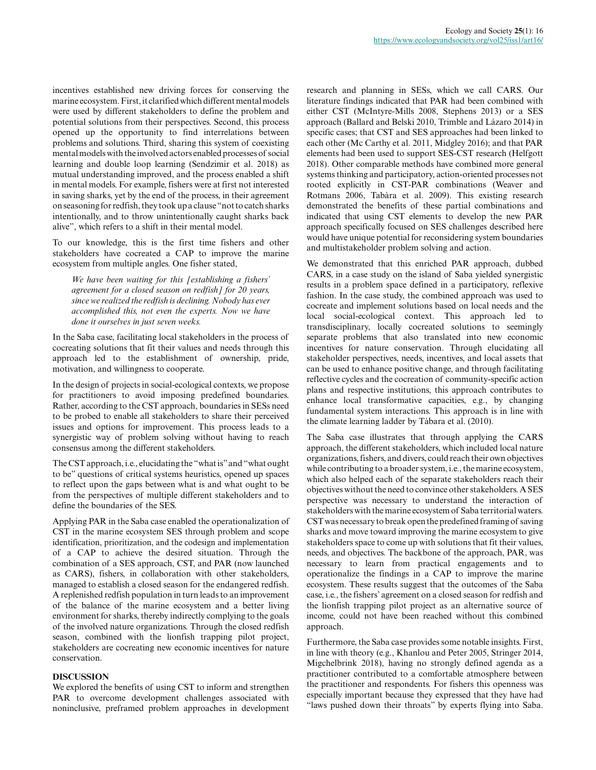incentives established new driving forces for conserving the marine ecosystem. First, it clarified which different mental models were used by different stakeholders to define the problem and potential solutions from their perspectives. Second, this process opened up the opportunity to find interrelations between problems and solutions. Third, sharing this system of coexisting mental models with the involved actors enabled processes of social learning and double loop learning (Sendzimir et al. 2018) as mutual understanding improved, and the process enabled a shift in mental models. For example, fishers were at first not interested in saving sharks, yet by the end of the process, in their agreement on seasoning for redfish, they took up a clause "not to catch sharks intentionally, and to throw unintentionally caught sharks back alive", which refers to a shift in their mental model.

To our knowledge, this is the first time fishers and other stakeholders have cocreated a CAP to improve the marine ecosystem from multiple angles. One fisher stated,

> *We have been waiting for this [establishing a fishers' agreement for a closed season on redfish] for 20 years, since we realized the redfish is declining. Nobody has ever accomplished this, not even the experts. Now we have done it ourselves in just seven weeks.*

In the Saba case, facilitating local stakeholders in the process of cocreating solutions that fit their values and needs through this approach led to the establishment of ownership, pride, motivation, and willingness to cooperate.

In the design of projects in social-ecological contexts, we propose for practitioners to avoid imposing predefined boundaries. Rather, according to the CST approach, boundaries in SESs need to be probed to enable all stakeholders to share their perceived issues and options for improvement. This process leads to a synergistic way of problem solving without having to reach consensus among the different stakeholders.

The CST approach, i.e., elucidating the "what is" and "what ought to be" questions of critical systems heuristics, opened up spaces to reflect upon the gaps between what is and what ought to be from the perspectives of multiple different stakeholders and to define the boundaries of the SES.

Applying PAR in the Saba case enabled the operationalization of CST in the marine ecosystem SES through problem and scope identification, prioritization, and the codesign and implementation of a CAP to achieve the desired situation. Through the combination of a SES approach, CST, and PAR (now launched as CARS), fishers, in collaboration with other stakeholders, managed to establish a closed season for the endangered redfish. A replenished redfish population in turn leads to an improvement of the balance of the marine ecosystem and a better living environment for sharks, thereby indirectly complying to the goals of the involved nature organizations. Through the closed redfish season, combined with the lionfish trapping pilot project, stakeholders are cocreating new economic incentives for nature conservation.

## DISCUSSION

We explored the benefits of using CST to inform and strengthen PAR to overcome development challenges associated with noninclusive, preframed problem approaches in development research and planning in SESs, which we call CARS. Our literature findings indicated that PAR had been combined with either CST (McIntyre-Mills 2008, Stephens 2013) or a SES approach (Ballard and Belski 2010, Trimble and Lázaro 2014) in specific cases; that CST and SES approaches had been linked to each other (Mc Carthy et al. 2011, Midgley 2016); and that PAR elements had been used to support SES-CST research (Helfgott 2018). Other comparable methods have combined more general systems thinking and participatory, action-oriented processes not rooted explicitly in CST-PAR combinations (Weaver and Rotmans 2006, Tàbara et al. 2009). This existing research demonstrated the benefits of these partial combinations and indicated that using CST elements to develop the new PAR approach specifically focused on SES challenges described here would have unique potential for reconsidering system boundaries and multistakeholder problem solving and action.

We demonstrated that this enriched PAR approach, dubbed CARS, in a case study on the island of Saba yielded synergistic results in a problem space defined in a participatory, reflexive fashion. In the case study, the combined approach was used to cocreate and implement solutions based on local needs and the local social-ecological context. This approach led to transdisciplinary, locally cocreated solutions to seemingly separate problems that also translated into new economic incentives for nature conservation. Through elucidating all stakeholder perspectives, needs, incentives, and local assets that can be used to enhance positive change, and through facilitating reflective cycles and the cocreation of community-specific action plans and respective institutions, this approach contributes to enhance local transformative capacities, e.g., by changing fundamental system interactions. This approach is in line with the climate learning ladder by Tàbara et al. (2010).

The Saba case illustrates that through applying the CARS approach, the different stakeholders, which included local nature organizations, fishers, and divers, could reach their own objectives while contributing to a broader system, i.e., the marine ecosystem, which also helped each of the separate stakeholders reach their objectives without the need to convince other stakeholders. A SES perspective was necessary to understand the interaction of stakeholders with the marine ecosystem of Saba territorial waters. CST was necessary to break open the predefined framing of saving sharks and move toward improving the marine ecosystem to give stakeholders space to come up with solutions that fit their values, needs, and objectives. The backbone of the approach, PAR, was necessary to learn from practical engagements and to operationalize the findings in a CAP to improve the marine ecosystem. These results suggest that the outcomes of the Saba case, i.e., the fishers' agreement on a closed season for redfish and the lionfish trapping pilot project as an alternative source of income, could not have been reached without this combined approach.

Furthermore, the Saba case provides some notable insights. First, in line with theory (e.g., Khanlou and Peter 2005, Stringer 2014, Migchelbrink 2018), having no strongly defined agenda as a practitioner contributed to a comfortable atmosphere between the practitioner and respondents. For fishers this openness was especially important because they expressed that they have had "laws pushed down their throats" by experts flying into Saba.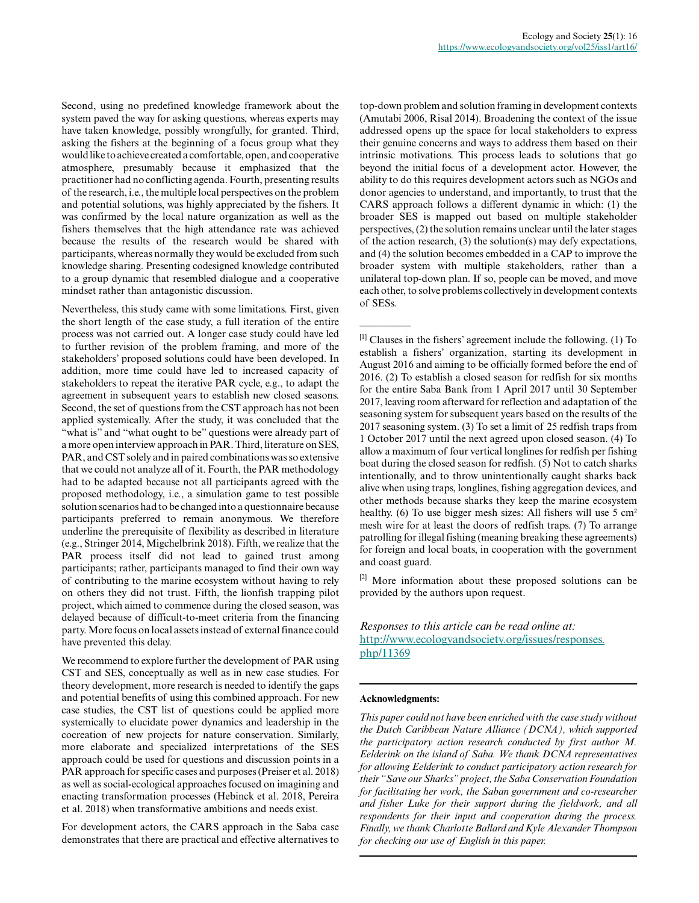Second, using no predefined knowledge framework about the system paved the way for asking questions, whereas experts may have taken knowledge, possibly wrongfully, for granted. Third, asking the fishers at the beginning of a focus group what they would like to achieve created a comfortable, open, and cooperative atmosphere, presumably because it emphasized that the practitioner had no conflicting agenda. Fourth, presenting results of the research, i.e., the multiple local perspectives on the problem and potential solutions, was highly appreciated by the fishers. It was confirmed by the local nature organization as well as the fishers themselves that the high attendance rate was achieved because the results of the research would be shared with participants, whereas normally they would be excluded from such knowledge sharing. Presenting codesigned knowledge contributed to a group dynamic that resembled dialogue and a cooperative mindset rather than antagonistic discussion.

Nevertheless, this study came with some limitations. First, given the short length of the case study, a full iteration of the entire process was not carried out. A longer case study could have led to further revision of the problem framing, and more of the stakeholders' proposed solutions could have been developed. In addition, more time could have led to increased capacity of stakeholders to repeat the iterative PAR cycle, e.g., to adapt the agreement in subsequent years to establish new closed seasons. Second, the set of questions from the CST approach has not been applied systemically. After the study, it was concluded that the "what is" and "what ought to be" questions were already part of a more open interview approach in PAR. Third, literature on SES, PAR, and CST solely and in paired combinations was so extensive that we could not analyze all of it. Fourth, the PAR methodology had to be adapted because not all participants agreed with the proposed methodology, i.e., a simulation game to test possible solution scenarios had to be changed into a questionnaire because participants preferred to remain anonymous. We therefore underline the prerequisite of flexibility as described in literature (e.g., Stringer 2014, Migchelbrink 2018). Fifth, we realize that the PAR process itself did not lead to gained trust among participants; rather, participants managed to find their own way of contributing to the marine ecosystem without having to rely on others they did not trust. Fifth, the lionfish trapping pilot project, which aimed to commence during the closed season, was delayed because of difficult-to-meet criteria from the financing party. More focus on local assets instead of external finance could have prevented this delay.

We recommend to explore further the development of PAR using CST and SES, conceptually as well as in new case studies. For theory development, more research is needed to identify the gaps and potential benefits of using this combined approach. For new case studies, the CST list of questions could be applied more systemically to elucidate power dynamics and leadership in the cocreation of new projects for nature conservation. Similarly, more elaborate and specialized interpretations of the SES approach could be used for questions and discussion points in a PAR approach for specific cases and purposes (Preiser et al. 2018) as well as social-ecological approaches focused on imagining and enacting transformation processes (Hebinck et al. 2018, Pereira et al. 2018) when transformative ambitions and needs exist.

For development actors, the CARS approach in the Saba case demonstrates that there are practical and effective alternatives to top-down problem and solution framing in development contexts (Amutabi 2006, Risal 2014). Broadening the context of the issue addressed opens up the space for local stakeholders to express their genuine concerns and ways to address them based on their intrinsic motivations. This process leads to solutions that go beyond the initial focus of a development actor. However, the ability to do this requires development actors such as NGOs and donor agencies to understand, and importantly, to trust that the CARS approach follows a different dynamic in which: (1) the broader SES is mapped out based on multiple stakeholder perspectives, (2) the solution remains unclear until the later stages of the action research, (3) the solution(s) may defy expectations, and (4) the solution becomes embedded in a CAP to improve the broader system with multiple stakeholders, rather than a unilateral top-down plan. If so, people can be moved, and move each other, to solve problems collectively in development contexts of SESs.

---

[1] Clauses in the fishers' agreement include the following. (1) To establish a fishers' organization, starting its development in August 2016 and aiming to be officially formed before the end of 2016. (2) To establish a closed season for redfish for six months for the entire Saba Bank from 1 April 2017 until 30 September 2017, leaving room afterward for reflection and adaptation of the seasoning system for subsequent years based on the results of the 2017 seasoning system. (3) To set a limit of 25 redfish traps from 1 October 2017 until the next agreed upon closed season. (4) To allow a maximum of four vertical longlines for redfish per fishing boat during the closed season for redfish. (5) Not to catch sharks intentionally, and to throw unintentionally caught sharks back alive when using traps, longlines, fishing aggregation devices, and other methods because sharks they keep the marine ecosystem healthy. (6) To use bigger mesh sizes: All fishers will use 5 $cm^2$ mesh wire for at least the doors of redfish traps. (7) To arrange patrolling for illegal fishing (meaning breaking these agreements) for foreign and local boats, in cooperation with the government and coast guard.

[2] More information about these proposed solutions can be provided by the authors upon request.

*Responses to this article can be read online at:*
http://www.ecologyandsociety.org/issues/responses.php/11369

---

**Acknowledgments:**

*This paper could not have been enriched with the case study without the Dutch Caribbean Nature Alliance (DCNA), which supported the participatory action research conducted by first author M. Eelderink on the island of Saba. We thank DCNA representatives for allowing Eelderink to conduct participatory action research for their "Save our Sharks" project, the Saba Conservation Foundation for facilitating her work, the Saban government and co-researcher and fisher Luke for their support during the fieldwork, and all respondents for their input and cooperation during the process. Finally, we thank Charlotte Ballard and Kyle Alexander Thompson for checking our use of English in this paper.*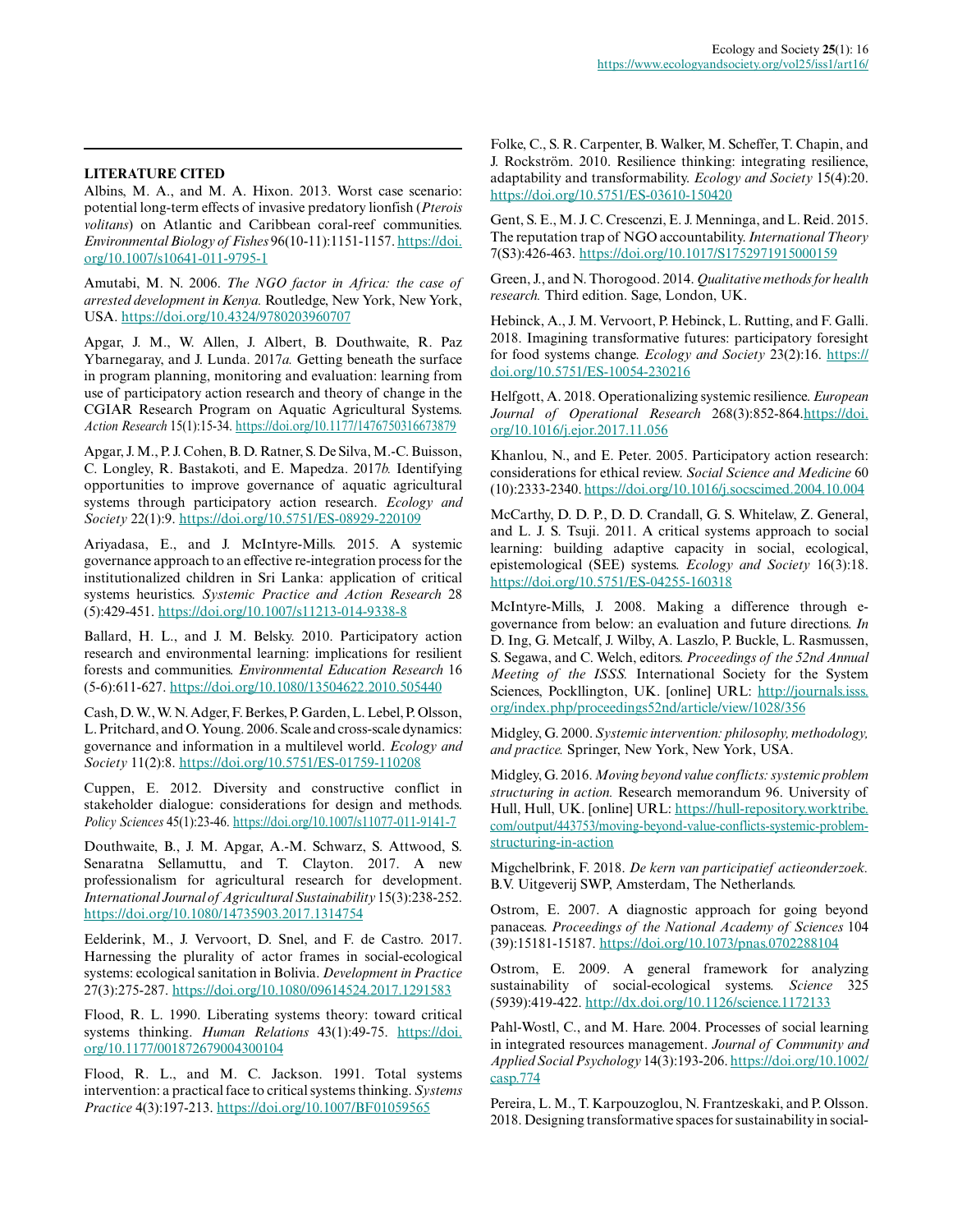## LITERATURE CITED

Albins, M. A., and M. A. Hixon. 2013. Worst case scenario: potential long-term effects of invasive predatory lionfish (*Pterois volitans*) on Atlantic and Caribbean coral-reef communities. *Environmental Biology of Fishes* 96(10-11):1151-1157. https://doi.org/10.1007/s10641-011-9795-1

Amutabi, M. N. 2006. *The NGO factor in Africa: the case of arrested development in Kenya.* Routledge, New York, New York, USA. https://doi.org/10.4324/9780203960707

Apgar, J. M., W. Allen, J. Albert, B. Douthwaite, R. Paz Ybarnegaray, and J. Lunda. 2017*a.* Getting beneath the surface in program planning, monitoring and evaluation: learning from use of participatory action research and theory of change in the CGIAR Research Program on Aquatic Agricultural Systems. *Action Research* 15(1):15-34. https://doi.org/10.1177/1476750316673879

Apgar, J. M., P. J. Cohen, B. D. Ratner, S. De Silva, M.-C. Buisson, C. Longley, R. Bastakoti, and E. Mapedza. 2017*b.* Identifying opportunities to improve governance of aquatic agricultural systems through participatory action research. *Ecology and Society* 22(1):9. https://doi.org/10.5751/ES-08929-220109

Ariyadasa, E., and J. McIntyre-Mills. 2015. A systemic governance approach to an effective re-integration process for the institutionalized children in Sri Lanka: application of critical systems heuristics. *Systemic Practice and Action Research* 28 (5):429-451. https://doi.org/10.1007/s11213-014-9338-8

Ballard, H. L., and J. M. Belsky. 2010. Participatory action research and environmental learning: implications for resilient forests and communities. *Environmental Education Research* 16 (5-6):611-627. https://doi.org/10.1080/13504622.2010.505440

Cash, D. W., W. N. Adger, F. Berkes, P. Garden, L. Lebel, P. Olsson, L. Pritchard, and O. Young. 2006. Scale and cross-scale dynamics: governance and information in a multilevel world. *Ecology and Society* 11(2):8. https://doi.org/10.5751/ES-01759-110208

Cuppen, E. 2012. Diversity and constructive conflict in stakeholder dialogue: considerations for design and methods. *Policy Sciences* 45(1):23-46. https://doi.org/10.1007/s11077-011-9141-7

Douthwaite, B., J. M. Apgar, A.-M. Schwarz, S. Attwood, S. Senaratna Sellamuttu, and T. Clayton. 2017. A new professionalism for agricultural research for development. *International Journal of Agricultural Sustainability* 15(3):238-252. https://doi.org/10.1080/14735903.2017.1314754

Eelderink, M., J. Vervoort, D. Snel, and F. de Castro. 2017. Harnessing the plurality of actor frames in social-ecological systems: ecological sanitation in Bolivia. *Development in Practice* 27(3):275-287. https://doi.org/10.1080/09614524.2017.1291583

Flood, R. L. 1990. Liberating systems theory: toward critical systems thinking. *Human Relations* 43(1):49-75. https://doi.org/10.1177/001872679004300104

Flood, R. L., and M. C. Jackson. 1991. Total systems intervention: a practical face to critical systems thinking. *Systems Practice* 4(3):197-213. https://doi.org/10.1007/BF01059565

Folke, C., S. R. Carpenter, B. Walker, M. Scheffer, T. Chapin, and J. Rockström. 2010. Resilience thinking: integrating resilience, adaptability and transformability. *Ecology and Society* 15(4):20. https://doi.org/10.5751/ES-03610-150420

Gent, S. E., M. J. C. Crescenzi, E. J. Menninga, and L. Reid. 2015. The reputation trap of NGO accountability. *International Theory* 7(S3):426-463. https://doi.org/10.1017/S1752971915000159

Green, J., and N. Thorogood. 2014. *Qualitative methods for health research.* Third edition. Sage, London, UK.

Hebinck, A., J. M. Vervoort, P. Hebinck, L. Rutting, and F. Galli. 2018. Imagining transformative futures: participatory foresight for food systems change. *Ecology and Society* 23(2):16. https://doi.org/10.5751/ES-10054-230216

Helfgott, A. 2018. Operationalizing systemic resilience. *European Journal of Operational Research* 268(3):852-864. https://doi.org/10.1016/j.ejor.2017.11.056

Khanlou, N., and E. Peter. 2005. Participatory action research: considerations for ethical review. *Social Science and Medicine* 60 (10):2333-2340. https://doi.org/10.1016/j.socscimed.2004.10.004

McCarthy, D. D. P., D. D. Crandall, G. S. Whitelaw, Z. General, and L. J. S. Tsuji. 2011. A critical systems approach to social learning: building adaptive capacity in social, ecological, epistemological (SEE) systems. *Ecology and Society* 16(3):18. https://doi.org/10.5751/ES-04255-160318

McIntyre-Mills, J. 2008. Making a difference through e-governance from below: an evaluation and future directions. *In* D. Ing, G. Metcalf, J. Wilby, A. Laszlo, P. Buckle, L. Rasmussen, S. Segawa, and C. Welch, editors. *Proceedings of the 52nd Annual Meeting of the ISSS.* International Society for the System Sciences, Pockllington, UK. [online] URL: http://journals.isss.org/index.php/proceedings52nd/article/view/1028/356

Midgley, G. 2000. *Systemic intervention: philosophy, methodology, and practice.* Springer, New York, New York, USA.

Midgley, G. 2016. *Moving beyond value conflicts: systemic problem structuring in action.* Research memorandum 96. University of Hull, Hull, UK. [online] URL: https://hull-repository.worktribe.com/output/443753/moving-beyond-value-conflicts-systemic-problem-structuring-in-action

Migchelbrink, F. 2018. *De kern van participatief actieonderzoek.* B.V. Uitgeverij SWP, Amsterdam, The Netherlands.

Ostrom, E. 2007. A diagnostic approach for going beyond panaceas. *Proceedings of the National Academy of Sciences* 104 (39):15181-15187. https://doi.org/10.1073/pnas.0702288104

Ostrom, E. 2009. A general framework for analyzing sustainability of social-ecological systems. *Science* 325 (5939):419-422. http://dx.doi.org/10.1126/science.1172133

Pahl-Wostl, C., and M. Hare. 2004. Processes of social learning in integrated resources management. *Journal of Community and Applied Social Psychology* 14(3):193-206. https://doi.org/10.1002/casp.774

Pereira, L. M., T. Karpouzoglou, N. Frantzeskaki, and P. Olsson. 2018. Designing transformative spaces for sustainability in social-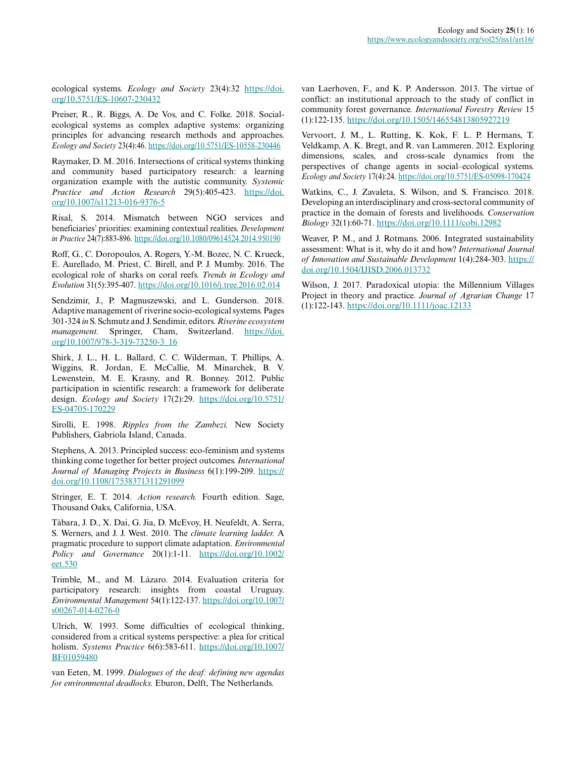ecological systems. *Ecology and Society* 23(4):32 https://doi.org/10.5751/ES-10607-230432

Preiser, R., R. Biggs, A. De Vos, and C. Folke. 2018. Social-ecological systems as complex adaptive systems: organizing principles for advancing research methods and approaches. *Ecology and Society* 23(4):46. https://doi.org/10.5751/ES-10558-230446

Raymaker, D. M. 2016. Intersections of critical systems thinking and community based participatory research: a learning organization example with the autistic community. *Systemic Practice and Action Research* 29(5):405-423. https://doi.org/10.1007/s11213-016-9376-5

Risal, S. 2014. Mismatch between NGO services and beneficiaries' priorities: examining contextual realities. *Development in Practice* 24(7):883-896. https://doi.org/10.1080/09614524.2014.950190

Roff, G., C. Doropoulos, A. Rogers, Y.-M. Bozec, N. C. Krueck, E. Aurellado, M. Priest, C. Birell, and P. J. Mumby. 2016. The ecological role of sharks on coral reefs. *Trends in Ecology and Evolution* 31(5):395-407. https://doi.org/10.1016/j.tree.2016.02.014

Sendzimir, J., P. Magnuszewski, and L. Gunderson. 2018. Adaptive management of riverine socio-ecological systems. Pages 301-324 *in* S. Schmutz and J. Sendimir, editors. *Riverine ecosystem management.* Springer, Cham, Switzerland. https://doi.org/10.1007/978-3-319-73250-3_16

Shirk, J. L., H. L. Ballard, C. C. Wilderman, T. Phillips, A. Wiggins, R. Jordan, E. McCallie, M. Minarchek, B. V. Lewenstein, M. E. Krasny, and R. Bonney. 2012. Public participation in scientific research: a framework for deliberate design. *Ecology and Society* 17(2):29. https://doi.org/10.5751/ES-04705-170229

Sirolli, E. 1998. *Ripples from the Zambezi.* New Society Publishers, Gabriola Island, Canada.

Stephens, A. 2013. Principled success: eco-feminism and systems thinking come together for better project outcomes. *International Journal of Managing Projects in Business* 6(1):199-209. https://doi.org/10.1108/17538371311291099

Stringer, E. T. 2014. *Action research.* Fourth edition. Sage, Thousand Oaks, California, USA.

Tàbara, J. D., X. Dai, G. Jia, D. McEvoy, H. Neufeldt, A. Serra, S. Werners, and J. J. West. 2010. The *climate learning ladder.* A pragmatic procedure to support climate adaptation. *Environmental Policy and Governance* 20(1):1-11. https://doi.org/10.1002/eet.530

Trimble, M., and M. Lázaro. 2014. Evaluation criteria for participatory research: insights from coastal Uruguay. *Environmental Management* 54(1):122-137. https://doi.org/10.1007/s00267-014-0276-0

Ulrich, W. 1993. Some difficulties of ecological thinking, considered from a critical systems perspective: a plea for critical holism. *Systems Practice* 6(6):583-611. https://doi.org/10.1007/BF01059480

van Eeten, M. 1999. *Dialogues of the deaf: defining new agendas for environmental deadlocks.* Eburon, Delft, The Netherlands.

van Laerhoven, F., and K. P. Andersson. 2013. The virtue of conflict: an institutional approach to the study of conflict in community forest governance. *International Forestry Review* 15(1):122-135. https://doi.org/10.1505/146554813805927219

Vervoort, J. M., L. Rutting, K. Kok, F. L. P. Hermans, T. Veldkamp, A. K. Bregt, and R. van Lammeren. 2012. Exploring dimensions, scales, and cross-scale dynamics from the perspectives of change agents in social–ecological systems. *Ecology and Society* 17(4):24. https://doi.org/10.5751/ES-05098-170424

Watkins, C., J. Zavaleta, S. Wilson, and S. Francisco. 2018. Developing an interdisciplinary and cross-sectoral community of practice in the domain of forests and livelihoods. *Conservation Biology* 32(1):60-71. https://doi.org/10.1111/cobi.12982

Weaver, P. M., and J. Rotmans. 2006. Integrated sustainability assessment: What is it, why do it and how? *International Journal of Innovation and Sustainable Development* 1(4):284-303. https://doi.org/10.1504/IJISD.2006.013732

Wilson, J. 2017. Paradoxical utopia: the Millennium Villages Project in theory and practice. *Journal of Agrarian Change* 17(1):122-143. https://doi.org/10.1111/joac.12133